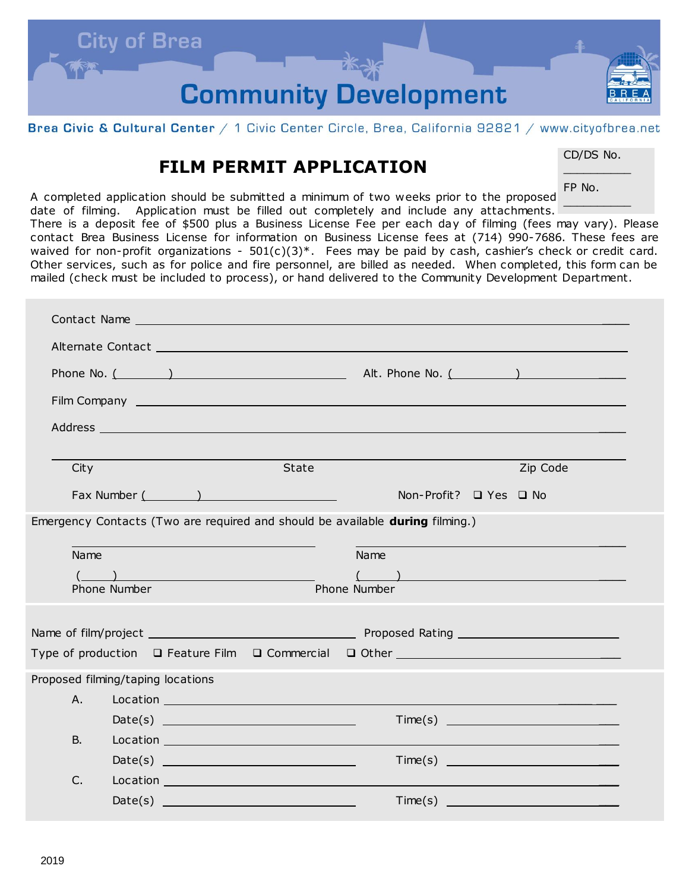City of Brea

# Community Development

**Brea Civic & Cultural Center** / 1 Civic Center Circle, Brea, California 92821 / www.cityofbrea.net

## FILM PERMIT APPLICATION

CD/DS No. __________

FP No. __________

A completed application should be submitted a minimum of two weeks prior to the proposed date of filming. Application must be filled out completely and include any attachments. There is a deposit fee of $500 plus a Business License Fee per each day of filming (fees may vary). Please contact Brea Business License for information on Business License fees at (714) 990-7686. These fees are waived for non-profit organizations - 501(c)(3)*. Fees may be paid by cash, cashier's check or credit card. Other services, such as for police and fire personnel, are billed as needed. When completed, this form can be mailed (check must be included to process), or hand delivered to the Community Development Department.

Contact Name ______________________________________________

Alternate Contact ______________________________________________

Phone No. (______) ____________________ Alt. Phone No. (______) ____________________

Film Company ______________________________________________

Address ______________________________________________

______________________________________________

City State Zip Code

Fax Number (______) ____________________ Non-Profit? ❑ Yes ❑ No

Emergency Contacts (Two are required and should be available **during** filming.)

____________________ ____________________

Name Name

(____) ____________________ (____) ____________________

Phone Number Phone Number

Name of film/project ____________________ Proposed Rating ____________________

Type of production ❑ Feature Film ❑ Commercial ❑ Other ____________________

Proposed filming/taping locations

A. Location ______________________________________________

Date(s) ____________________ Time(s) ____________________

B. Location ______________________________________________

Date(s) ____________________ Time(s) ____________________

C. Location ______________________________________________

Date(s) ____________________ Time(s) ____________________

2019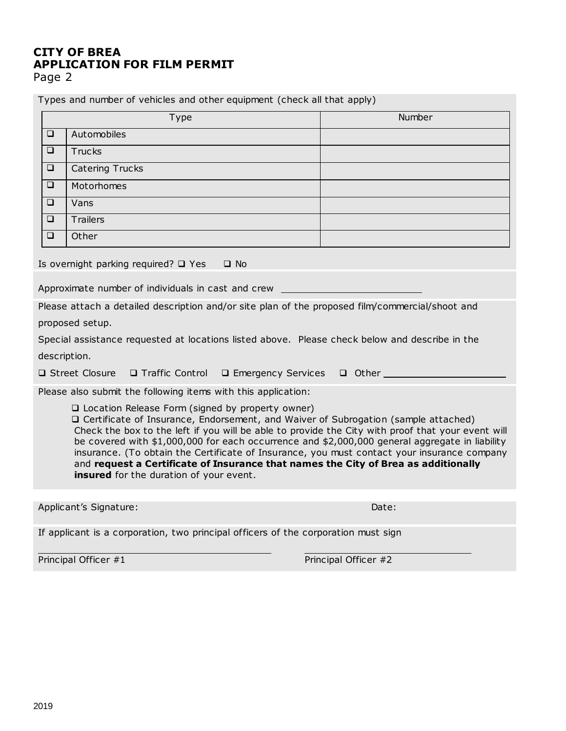**CITY OF BREA**
**APPLICATION FOR FILM PERMIT**
Page 2

Types and number of vehicles and other equipment (check all that apply)

| | Type | Number |
|---|---|---|
| ❑ | Automobiles | |
| ❑ | Trucks | |
| ❑ | Catering Trucks | |
| ❑ | Motorhomes | |
| ❑ | Vans | |
| ❑ | Trailers | |
| ❑ | Other | |

Is overnight parking required? ❑ Yes ❑ No

Approximate number of individuals in cast and crew ____________________

Please attach a detailed description and/or site plan of the proposed film/commercial/shoot and proposed setup.

Special assistance requested at locations listed above. Please check below and describe in the description.

❑ Street Closure ❑ Traffic Control ❑ Emergency Services ❑ Other ____________________

Please also submit the following items with this application:

❑ Location Release Form (signed by property owner)
❑ Certificate of Insurance, Endorsement, and Waiver of Subrogation (sample attached)
Check the box to the left if you will be able to provide the City with proof that your event will be covered with $1,000,000 for each occurrence and $2,000,000 general aggregate in liability insurance. (To obtain the Certificate of Insurance, you must contact your insurance company and **request a Certificate of Insurance that names the City of Brea as additionally insured** for the duration of your event.

Applicant's Signature: Date:

If applicant is a corporation, two principal officers of the corporation must sign

____________________ ____________________
Principal Officer #1 Principal Officer #2

2019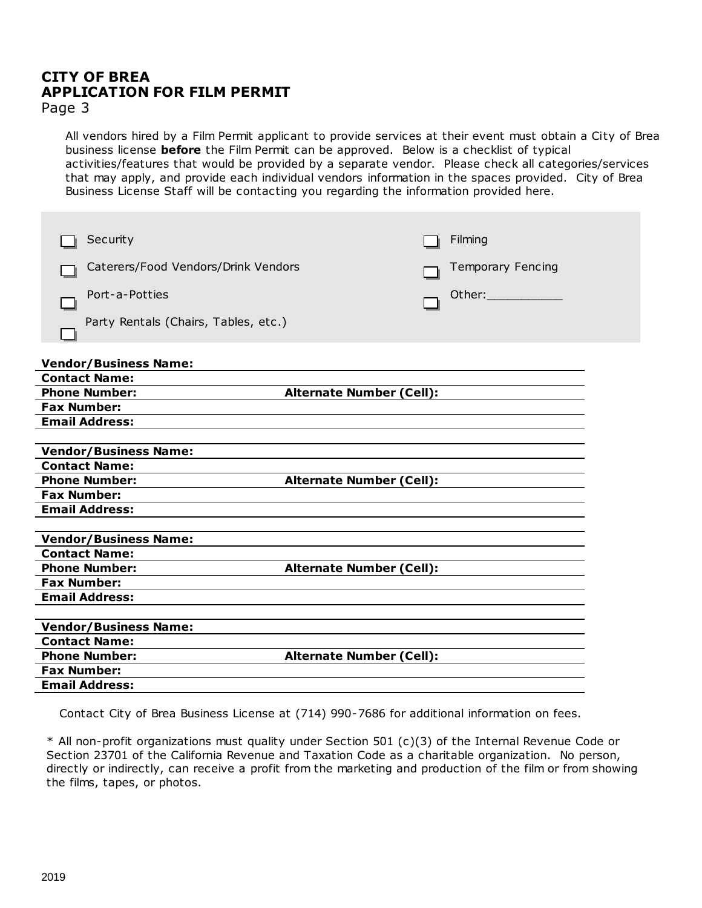# CITY OF BREA
# APPLICATION FOR FILM PERMIT
Page 3

All vendors hired by a Film Permit applicant to provide services at their event must obtain a City of Brea business license **before** the Film Permit can be approved. Below is a checklist of typical activities/features that would be provided by a separate vendor. Please check all categories/services that may apply, and provide each individual vendors information in the spaces provided. City of Brea Business License Staff will be contacting you regarding the information provided here.

- ☐ Security
- ☐ Caterers/Food Vendors/Drink Vendors
- ☐ Port-a-Potties
- ☐ Party Rentals (Chairs, Tables, etc.)
- ☐ Filming
- ☐ Temporary Fencing
- ☐ Other:___________

**Vendor/Business Name:**
**Contact Name:**
**Phone Number:** **Alternate Number (Cell):**
**Fax Number:**
**Email Address:**

**Vendor/Business Name:**
**Contact Name:**
**Phone Number:** **Alternate Number (Cell):**
**Fax Number:**
**Email Address:**

**Vendor/Business Name:**
**Contact Name:**
**Phone Number:** **Alternate Number (Cell):**
**Fax Number:**
**Email Address:**

**Vendor/Business Name:**
**Contact Name:**
**Phone Number:** **Alternate Number (Cell):**
**Fax Number:**
**Email Address:**

Contact City of Brea Business License at (714) 990-7686 for additional information on fees.

* All non-profit organizations must quality under Section 501 (c)(3) of the Internal Revenue Code or Section 23701 of the California Revenue and Taxation Code as a charitable organization. No person, directly or indirectly, can receive a profit from the marketing and production of the film or from showing the films, tapes, or photos.

2019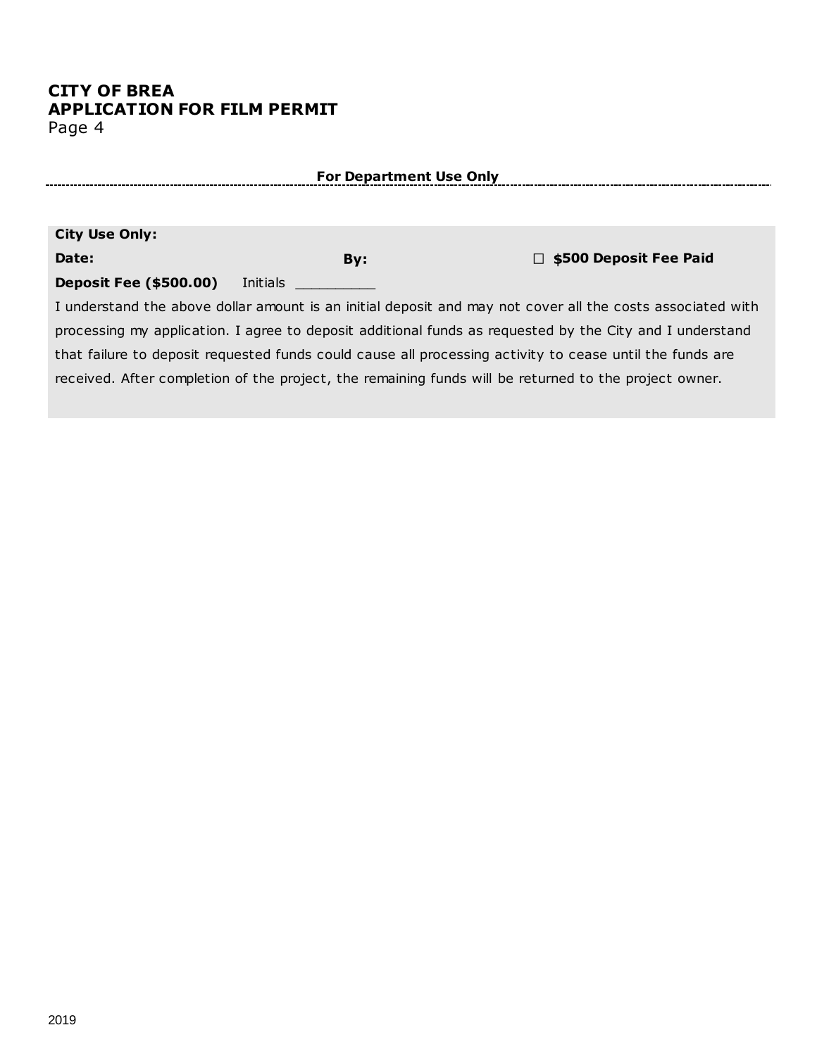**CITY OF BREA**
**APPLICATION FOR FILM PERMIT**

**For Department Use Only**

**City Use Only:**

**Date:** **By:** ☐ **$500 Deposit Fee Paid**

**Deposit Fee ($500.00)** Initials __________

I understand the above dollar amount is an initial deposit and may not cover all the costs associated with processing my application. I agree to deposit additional funds as requested by the City and I understand that failure to deposit requested funds could cause all processing activity to cease until the funds are received. After completion of the project, the remaining funds will be returned to the project owner.

2019